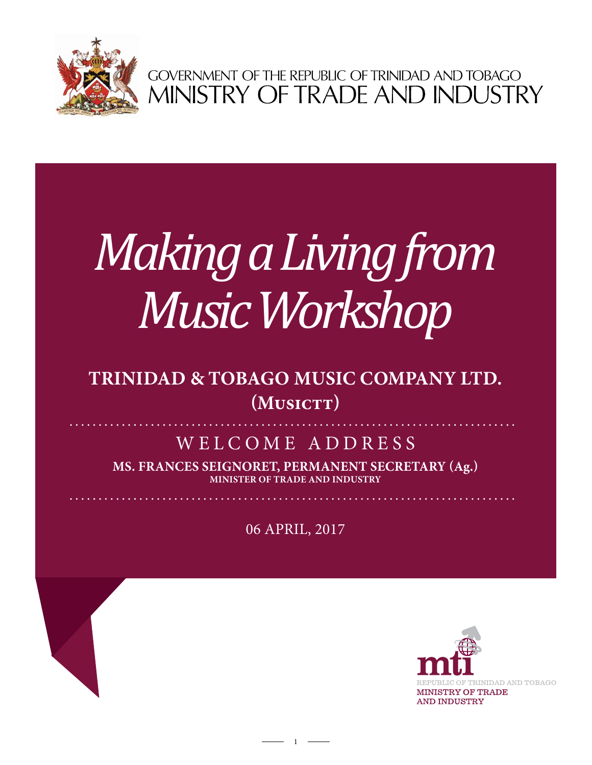GOVERNMENT OF THE REPUBLIC OF TRINIDAD AND TOBAGO
MINISTRY OF TRADE AND INDUSTRY

# *Making a Living from Music Workshop*

## TRINIDAD & TOBAGO MUSIC COMPANY LTD. (MusicTT)

## WELCOME ADDRESS

**MS. FRANCES SEIGNORET, PERMANENT SECRETARY (Ag.)**
**MINISTER OF TRADE AND INDUSTRY**

06 APRIL, 2017

mti
REPUBLIC OF TRINIDAD AND TOBAGO
MINISTRY OF TRADE AND INDUSTRY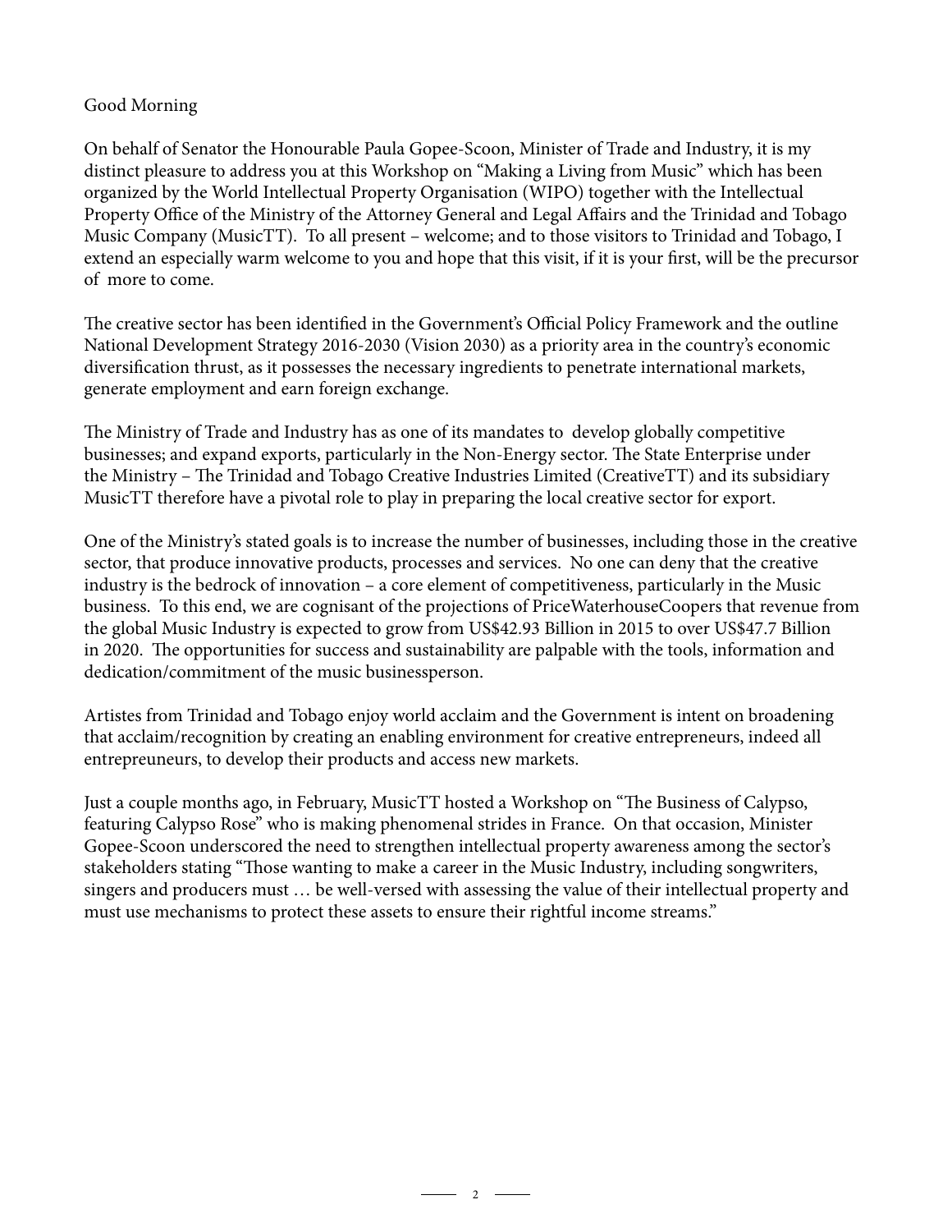Good Morning

On behalf of Senator the Honourable Paula Gopee-Scoon, Minister of Trade and Industry, it is my distinct pleasure to address you at this Workshop on "Making a Living from Music" which has been organized by the World Intellectual Property Organisation (WIPO) together with the Intellectual Property Office of the Ministry of the Attorney General and Legal Affairs and the Trinidad and Tobago Music Company (MusicTT). To all present – welcome; and to those visitors to Trinidad and Tobago, I extend an especially warm welcome to you and hope that this visit, if it is your first, will be the precursor of more to come.

The creative sector has been identified in the Government's Official Policy Framework and the outline National Development Strategy 2016-2030 (Vision 2030) as a priority area in the country's economic diversification thrust, as it possesses the necessary ingredients to penetrate international markets, generate employment and earn foreign exchange.

The Ministry of Trade and Industry has as one of its mandates to develop globally competitive businesses; and expand exports, particularly in the Non-Energy sector. The State Enterprise under the Ministry – The Trinidad and Tobago Creative Industries Limited (CreativeTT) and its subsidiary MusicTT therefore have a pivotal role to play in preparing the local creative sector for export.

One of the Ministry's stated goals is to increase the number of businesses, including those in the creative sector, that produce innovative products, processes and services. No one can deny that the creative industry is the bedrock of innovation – a core element of competitiveness, particularly in the Music business. To this end, we are cognisant of the projections of PriceWaterhouseCoopers that revenue from the global Music Industry is expected to grow from US$42.93 Billion in 2015 to over US$47.7 Billion in 2020. The opportunities for success and sustainability are palpable with the tools, information and dedication/commitment of the music businessperson.

Artistes from Trinidad and Tobago enjoy world acclaim and the Government is intent on broadening that acclaim/recognition by creating an enabling environment for creative entrepreneurs, indeed all entrepreneurs, to develop their products and access new markets.

Just a couple months ago, in February, MusicTT hosted a Workshop on "The Business of Calypso, featuring Calypso Rose" who is making phenomenal strides in France. On that occasion, Minister Gopee-Scoon underscored the need to strengthen intellectual property awareness among the sector's stakeholders stating "Those wanting to make a career in the Music Industry, including songwriters, singers and producers must … be well-versed with assessing the value of their intellectual property and must use mechanisms to protect these assets to ensure their rightful income streams."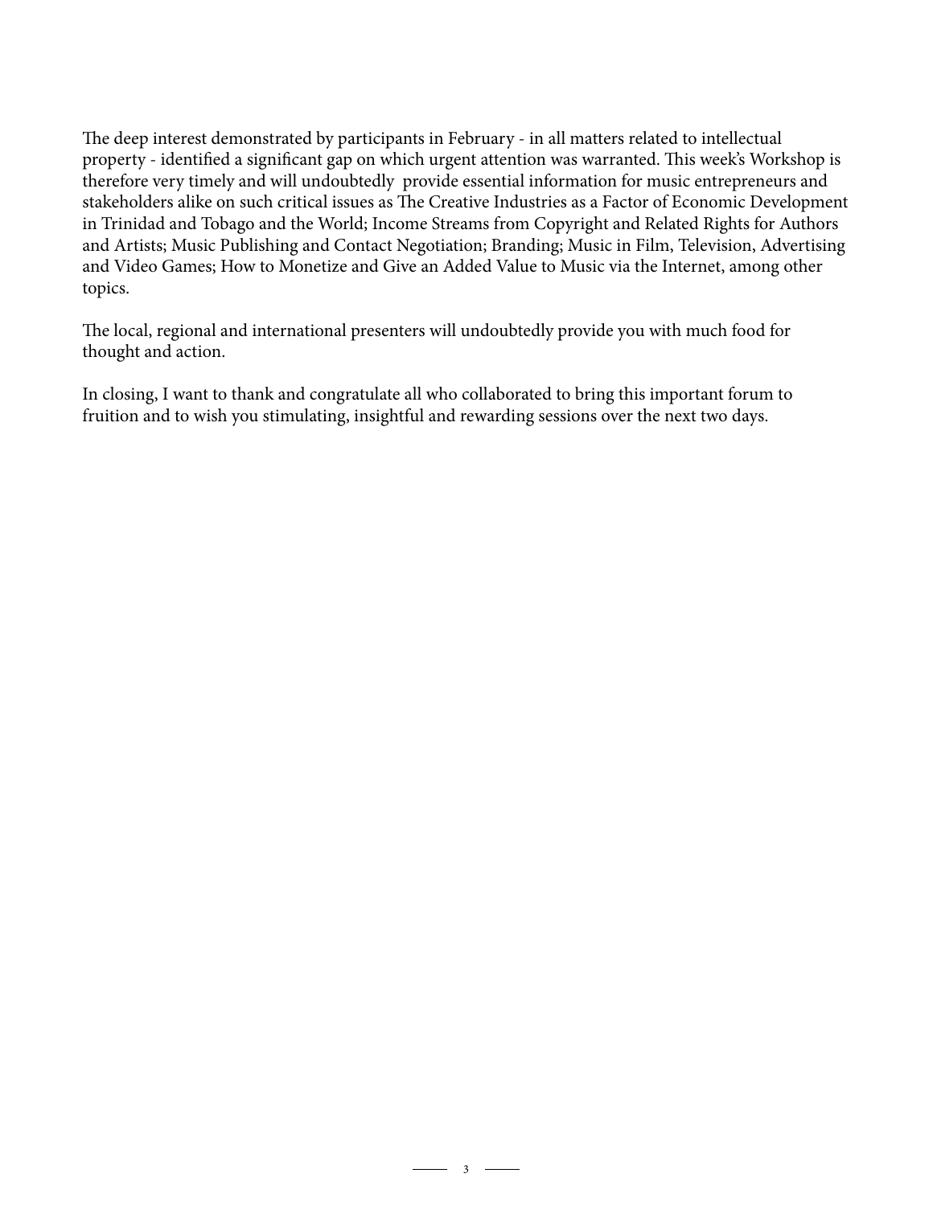The deep interest demonstrated by participants in February - in all matters related to intellectual property - identified a significant gap on which urgent attention was warranted. This week's Workshop is therefore very timely and will undoubtedly provide essential information for music entrepreneurs and stakeholders alike on such critical issues as The Creative Industries as a Factor of Economic Development in Trinidad and Tobago and the World; Income Streams from Copyright and Related Rights for Authors and Artists; Music Publishing and Contact Negotiation; Branding; Music in Film, Television, Advertising and Video Games; How to Monetize and Give an Added Value to Music via the Internet, among other topics.

The local, regional and international presenters will undoubtedly provide you with much food for thought and action.

In closing, I want to thank and congratulate all who collaborated to bring this important forum to fruition and to wish you stimulating, insightful and rewarding sessions over the next two days.